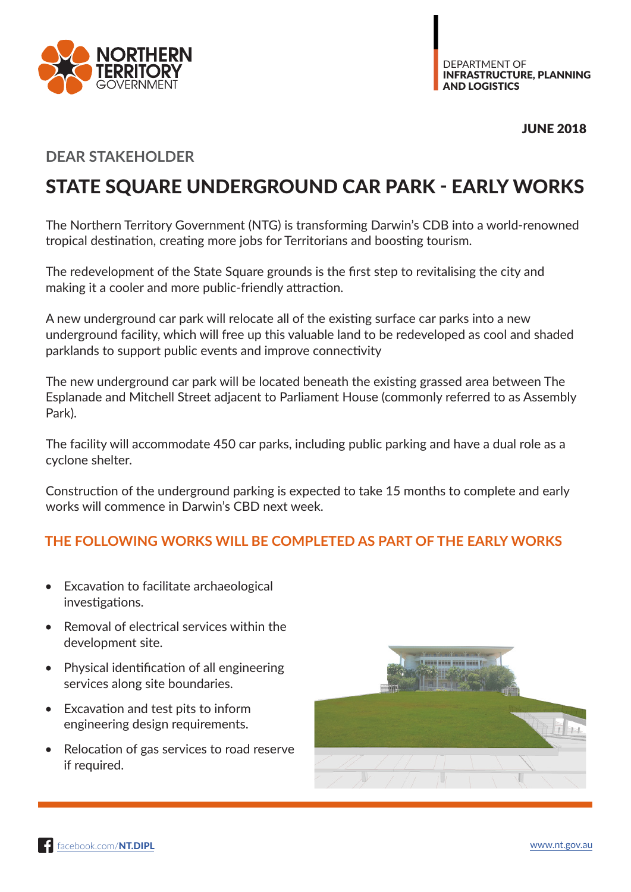NORTHERN TERRITORY GOVERNMENT

DEPARTMENT OF
**INFRASTRUCTURE, PLANNING AND LOGISTICS**

**JUNE 2018**

## DEAR STAKEHOLDER

# STATE SQUARE UNDERGROUND CAR PARK - EARLY WORKS

The Northern Territory Government (NTG) is transforming Darwin's CDB into a world-renowned tropical destination, creating more jobs for Territorians and boosting tourism.

The redevelopment of the State Square grounds is the first step to revitalising the city and making it a cooler and more public-friendly attraction.

A new underground car park will relocate all of the existing surface car parks into a new underground facility, which will free up this valuable land to be redeveloped as cool and shaded parklands to support public events and improve connectivity

The new underground car park will be located beneath the existing grassed area between The Esplanade and Mitchell Street adjacent to Parliament House (commonly referred to as Assembly Park).

The facility will accommodate 450 car parks, including public parking and have a dual role as a cyclone shelter.

Construction of the underground parking is expected to take 15 months to complete and early works will commence in Darwin's CBD next week.

## THE FOLLOWING WORKS WILL BE COMPLETED AS PART OF THE EARLY WORKS

- Excavation to facilitate archaeological investigations.
- Removal of electrical services within the development site.
- Physical identification of all engineering services along site boundaries.
- Excavation and test pits to inform engineering design requirements.
- Relocation of gas services to road reserve if required.

facebook.com/**NT.DIPL**

www.nt.gov.au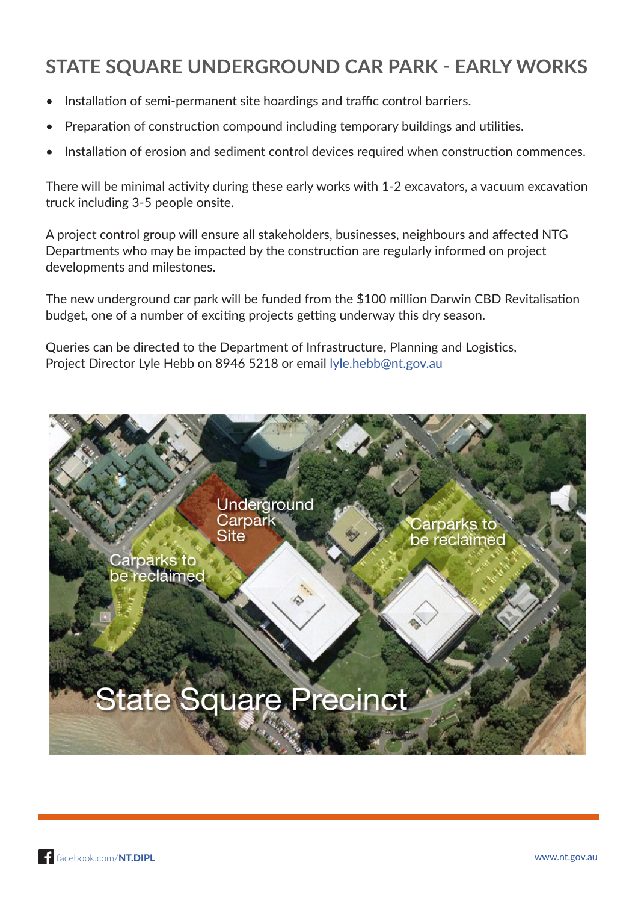## STATE SQUARE UNDERGROUND CAR PARK - EARLY WORKS

- Installation of semi-permanent site hoardings and traffic control barriers.
- Preparation of construction compound including temporary buildings and utilities.
- Installation of erosion and sediment control devices required when construction commences.

There will be minimal activity during these early works with 1-2 excavators, a vacuum excavation truck including 3-5 people onsite.

A project control group will ensure all stakeholders, businesses, neighbours and affected NTG Departments who may be impacted by the construction are regularly informed on project developments and milestones.

The new underground car park will be funded from the $100 million Darwin CBD Revitalisation budget, one of a number of exciting projects getting underway this dry season.

Queries can be directed to the Department of Infrastructure, Planning and Logistics, Project Director Lyle Hebb on 8946 5218 or email lyle.hebb@nt.gov.au

Underground Carpark Site

Carparks to be reclaimed

Carparks to be reclaimed

State Square Precinct